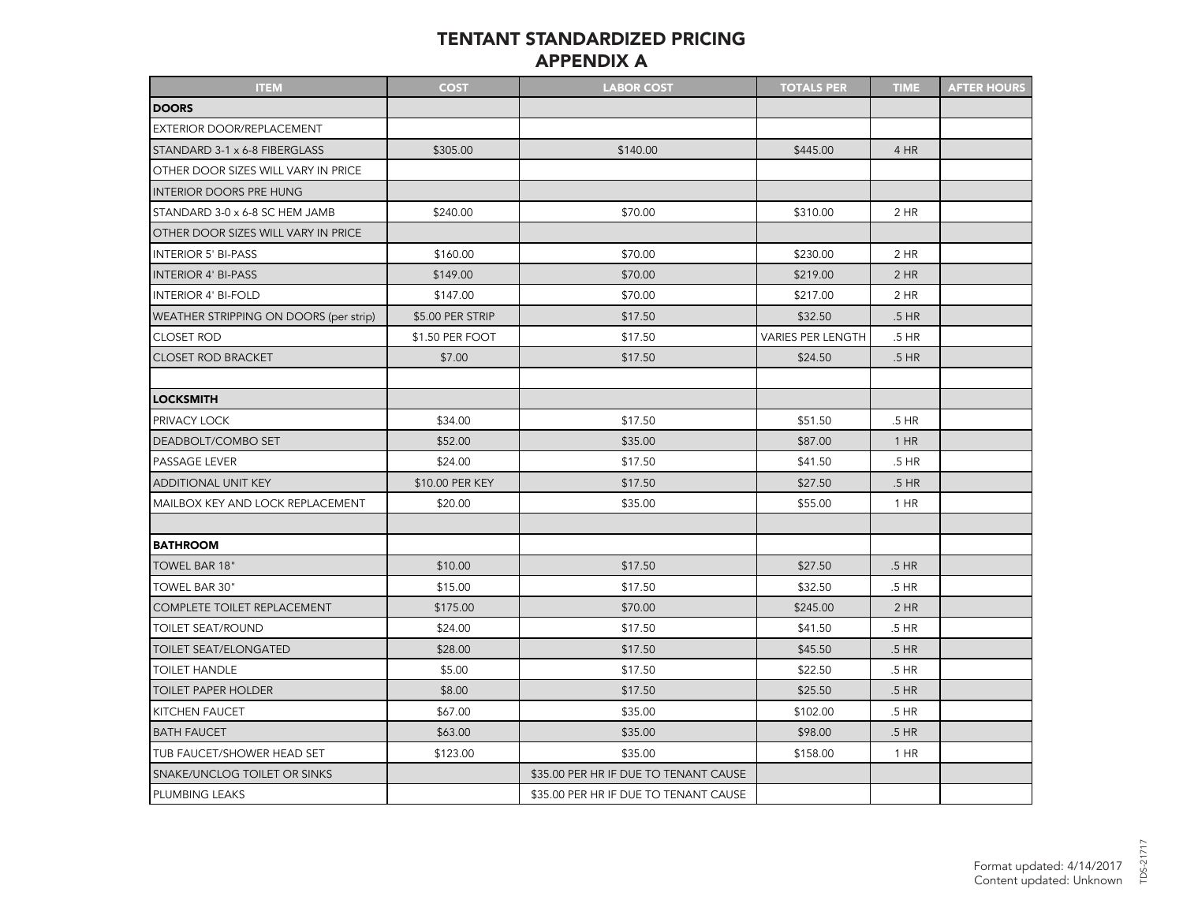# TENTANT STANDARDIZED PRICING
## APPENDIX A

| ITEM | COST | LABOR COST | TOTALS PER | TIME | AFTER HOURS |
|---|---|---|---|---|---|
| **DOORS** | | | | | |
| EXTERIOR DOOR/REPLACEMENT | | | | | |
| STANDARD 3-1 x 6-8 FIBERGLASS | $305.00 | $140.00 | $445.00 | 4 HR | |
| OTHER DOOR SIZES WILL VARY IN PRICE | | | | | |
| INTERIOR DOORS PRE HUNG | | | | | |
| STANDARD 3-0 x 6-8 SC HEM JAMB | $240.00 | $70.00 | $310.00 | 2 HR | |
| OTHER DOOR SIZES WILL VARY IN PRICE | | | | | |
| INTERIOR 5' BI-PASS | $160.00 | $70.00 | $230.00 | 2 HR | |
| INTERIOR 4' BI-PASS | $149.00 | $70.00 | $219.00 | 2 HR | |
| INTERIOR 4' BI-FOLD | $147.00 | $70.00 | $217.00 | 2 HR | |
| WEATHER STRIPPING ON DOORS (per strip) | $5.00 PER STRIP | $17.50 | $32.50 | .5 HR | |
| CLOSET ROD | $1.50 PER FOOT | $17.50 | VARIES PER LENGTH | .5 HR | |
| CLOSET ROD BRACKET | $7.00 | $17.50 | $24.50 | .5 HR | |
| | | | | | |
| **LOCKSMITH** | | | | | |
| PRIVACY LOCK | $34.00 | $17.50 | $51.50 | .5 HR | |
| DEADBOLT/COMBO SET | $52.00 | $35.00 | $87.00 | 1 HR | |
| PASSAGE LEVER | $24.00 | $17.50 | $41.50 | .5 HR | |
| ADDITIONAL UNIT KEY | $10.00 PER KEY | $17.50 | $27.50 | .5 HR | |
| MAILBOX KEY AND LOCK REPLACEMENT | $20.00 | $35.00 | $55.00 | 1 HR | |
| | | | | | |
| **BATHROOM** | | | | | |
| TOWEL BAR 18" | $10.00 | $17.50 | $27.50 | .5 HR | |
| TOWEL BAR 30" | $15.00 | $17.50 | $32.50 | .5 HR | |
| COMPLETE TOILET REPLACEMENT | $175.00 | $70.00 | $245.00 | 2 HR | |
| TOILET SEAT/ROUND | $24.00 | $17.50 | $41.50 | .5 HR | |
| TOILET SEAT/ELONGATED | $28.00 | $17.50 | $45.50 | .5 HR | |
| TOILET HANDLE | $5.00 | $17.50 | $22.50 | .5 HR | |
| TOILET PAPER HOLDER | $8.00 | $17.50 | $25.50 | .5 HR | |
| KITCHEN FAUCET | $67.00 | $35.00 | $102.00 | .5 HR | |
| BATH FAUCET | $63.00 | $35.00 | $98.00 | .5 HR | |
| TUB FAUCET/SHOWER HEAD SET | $123.00 | $35.00 | $158.00 | 1 HR | |
| SNAKE/UNCLOG TOILET OR SINKS | | $35.00 PER HR IF DUE TO TENANT CAUSE | | | |
| PLUMBING LEAKS | | $35.00 PER HR IF DUE TO TENANT CAUSE | | | |

Format updated: 4/14/2017
Content updated: Unknown

TDS-21717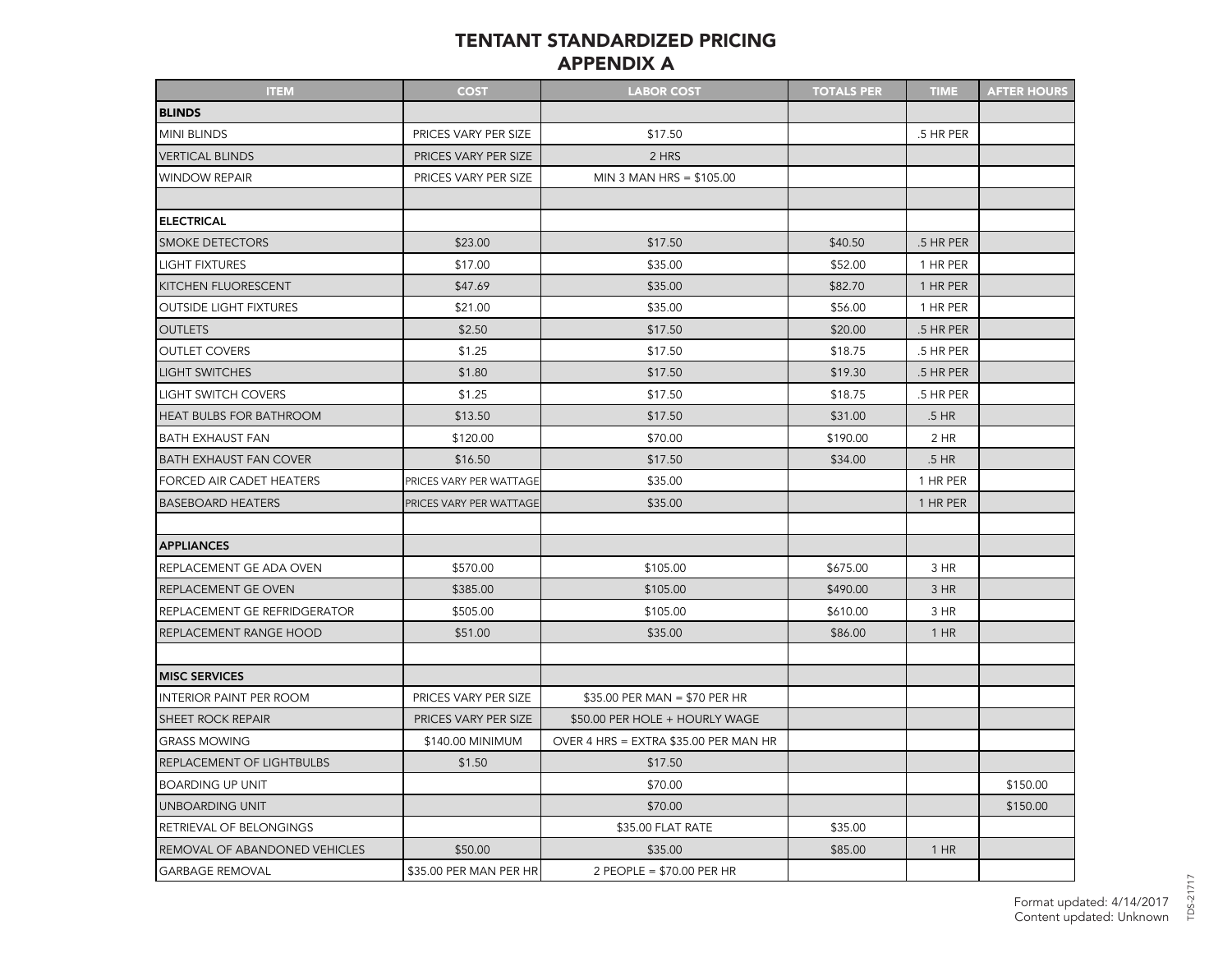# TENTANT STANDARDIZED PRICING
## APPENDIX A

| ITEM | COST | LABOR COST | TOTALS PER | TIME | AFTER HOURS |
|---|---|---|---|---|---|
| **BLINDS** | | | | | |
| MINI BLINDS | PRICES VARY PER SIZE | $17.50 | | .5 HR PER | |
| VERTICAL BLINDS | PRICES VARY PER SIZE | 2 HRS | | | |
| WINDOW REPAIR | PRICES VARY PER SIZE | MIN 3 MAN HRS = $105.00 | | | |
| | | | | | |
| **ELECTRICAL** | | | | | |
| SMOKE DETECTORS | $23.00 | $17.50 | $40.50 | .5 HR PER | |
| LIGHT FIXTURES | $17.00 | $35.00 | $52.00 | 1 HR PER | |
| KITCHEN FLUORESCENT | $47.69 | $35.00 | $82.70 | 1 HR PER | |
| OUTSIDE LIGHT FIXTURES | $21.00 | $35.00 | $56.00 | 1 HR PER | |
| OUTLETS | $2.50 | $17.50 | $20.00 | .5 HR PER | |
| OUTLET COVERS | $1.25 | $17.50 | $18.75 | .5 HR PER | |
| LIGHT SWITCHES | $1.80 | $17.50 | $19.30 | .5 HR PER | |
| LIGHT SWITCH COVERS | $1.25 | $17.50 | $18.75 | .5 HR PER | |
| HEAT BULBS FOR BATHROOM | $13.50 | $17.50 | $31.00 | .5 HR | |
| BATH EXHAUST FAN | $120.00 | $70.00 | $190.00 | 2 HR | |
| BATH EXHAUST FAN COVER | $16.50 | $17.50 | $34.00 | .5 HR | |
| FORCED AIR CADET HEATERS | PRICES VARY PER WATTAGE | $35.00 | | 1 HR PER | |
| BASEBOARD HEATERS | PRICES VARY PER WATTAGE | $35.00 | | 1 HR PER | |
| | | | | | |
| **APPLIANCES** | | | | | |
| REPLACEMENT GE ADA OVEN | $570.00 | $105.00 | $675.00 | 3 HR | |
| REPLACEMENT GE OVEN | $385.00 | $105.00 | $490.00 | 3 HR | |
| REPLACEMENT GE REFRIDGERATOR | $505.00 | $105.00 | $610.00 | 3 HR | |
| REPLACEMENT RANGE HOOD | $51.00 | $35.00 | $86.00 | 1 HR | |
| | | | | | |
| **MISC SERVICES** | | | | | |
| INTERIOR PAINT PER ROOM | PRICES VARY PER SIZE | $35.00 PER MAN = $70 PER HR | | | |
| SHEET ROCK REPAIR | PRICES VARY PER SIZE | $50.00 PER HOLE + HOURLY WAGE | | | |
| GRASS MOWING | $140.00 MINIMUM | OVER 4 HRS = EXTRA $35.00 PER MAN HR | | | |
| REPLACEMENT OF LIGHTBULBS | $1.50 | $17.50 | | | |
| BOARDING UP UNIT | | $70.00 | | | $150.00 |
| UNBOARDING UNIT | | $70.00 | | | $150.00 |
| RETRIEVAL OF BELONGINGS | | $35.00 FLAT RATE | $35.00 | | |
| REMOVAL OF ABANDONED VEHICLES | $50.00 | $35.00 | $85.00 | 1 HR | |
| GARBAGE REMOVAL | $35.00 PER MAN PER HR | 2 PEOPLE = $70.00 PER HR | | | |

Format updated: 4/14/2017
Content updated: Unknown

TDS-21717